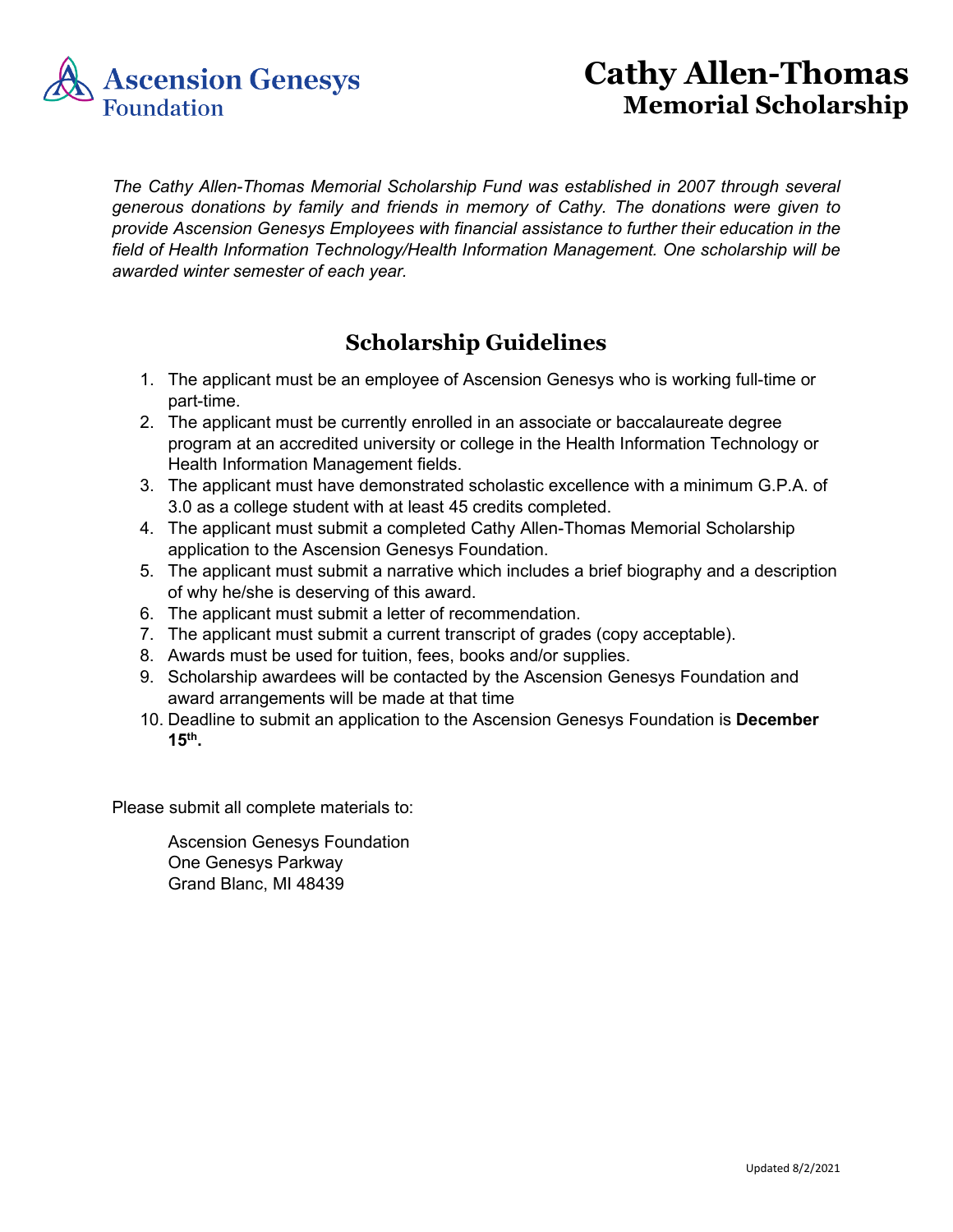Ascension Genesys Foundation

# Cathy Allen-Thomas
## Memorial Scholarship

*The Cathy Allen-Thomas Memorial Scholarship Fund was established in 2007 through several generous donations by family and friends in memory of Cathy. The donations were given to provide Ascension Genesys Employees with financial assistance to further their education in the field of Health Information Technology/Health Information Management. One scholarship will be awarded winter semester of each year.*

## Scholarship Guidelines

1. The applicant must be an employee of Ascension Genesys who is working full-time or part-time.
2. The applicant must be currently enrolled in an associate or baccalaureate degree program at an accredited university or college in the Health Information Technology or Health Information Management fields.
3. The applicant must have demonstrated scholastic excellence with a minimum G.P.A. of 3.0 as a college student with at least 45 credits completed.
4. The applicant must submit a completed Cathy Allen-Thomas Memorial Scholarship application to the Ascension Genesys Foundation.
5. The applicant must submit a narrative which includes a brief biography and a description of why he/she is deserving of this award.
6. The applicant must submit a letter of recommendation.
7. The applicant must submit a current transcript of grades (copy acceptable).
8. Awards must be used for tuition, fees, books and/or supplies.
9. Scholarship awardees will be contacted by the Ascension Genesys Foundation and award arrangements will be made at that time
10. Deadline to submit an application to the Ascension Genesys Foundation is **December 15th.**

Please submit all complete materials to:

Ascension Genesys Foundation
One Genesys Parkway
Grand Blanc, MI 48439

Updated 8/2/2021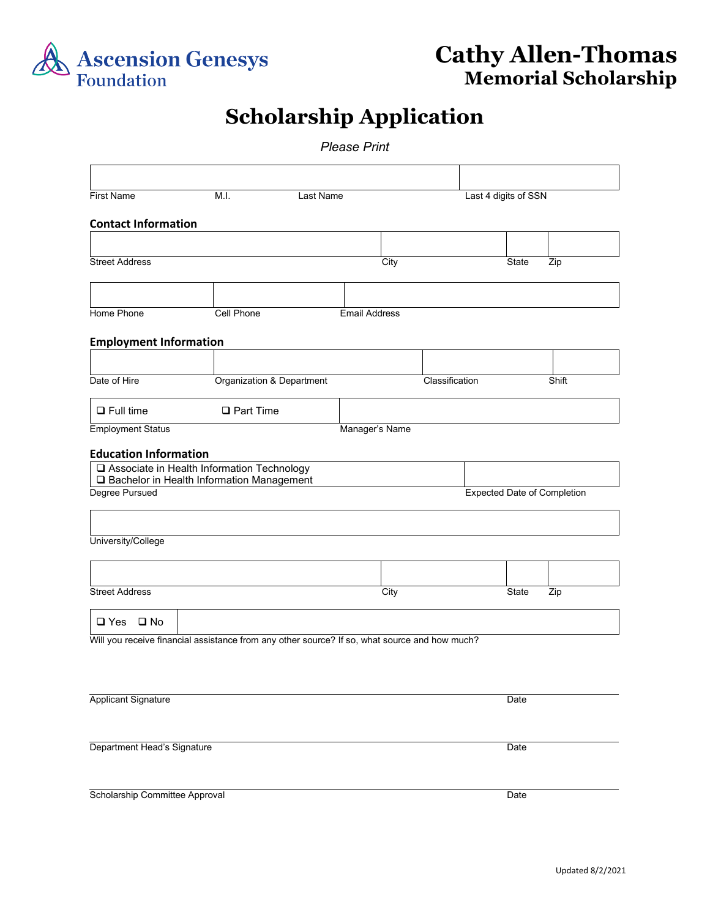Ascension Genesys Foundation

# Cathy Allen-Thomas
## Memorial Scholarship

# Scholarship Application

*Please Print*

First Name M.I. Last Name | Last 4 digits of SSN

### Contact Information

Street Address | City | State | Zip

Home Phone | Cell Phone | Email Address

### Employment Information

Date of Hire | Organization & Department | Classification | Shift

❑ Full time ❑ Part Time

Employment Status | Manager's Name

### Education Information

❑ Associate in Health Information Technology
❑ Bachelor in Health Information Management

Degree Pursued | Expected Date of Completion

University/College

Street Address | City | State | Zip

❑ Yes ❑ No

Will you receive financial assistance from any other source? If so, what source and how much?

Applicant Signature | Date

Department Head's Signature | Date

Scholarship Committee Approval | Date

Updated 8/2/2021